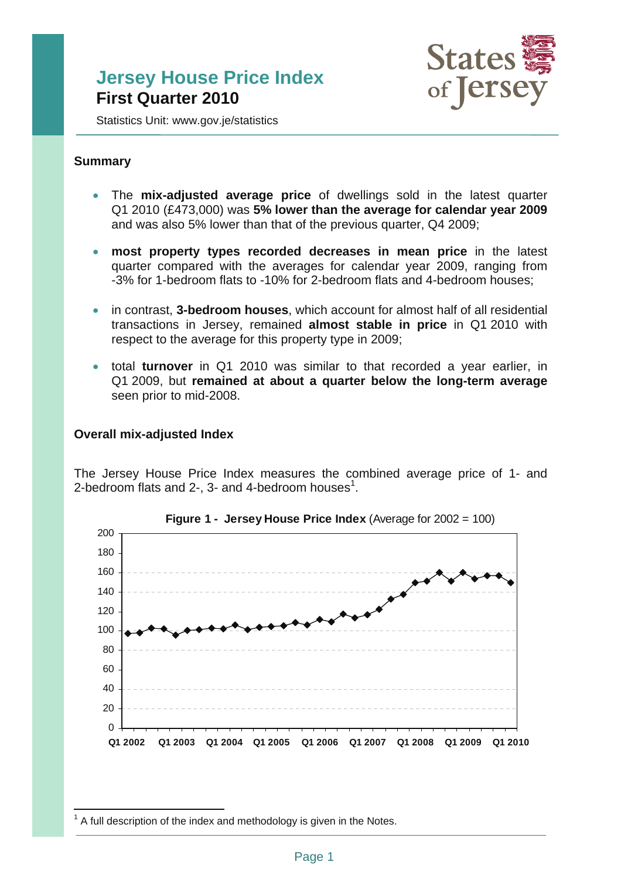# Jersey House Price Index
## First Quarter 2010

Statistics Unit: www.gov.je/statistics

### Summary

- The **mix-adjusted average price** of dwellings sold in the latest quarter Q1 2010 (£473,000) was **5% lower than the average for calendar year 2009** and was also 5% lower than that of the previous quarter, Q4 2009;
- **most property types recorded decreases in mean price** in the latest quarter compared with the averages for calendar year 2009, ranging from -3% for 1-bedroom flats to -10% for 2-bedroom flats and 4-bedroom houses;
- in contrast, **3-bedroom houses**, which account for almost half of all residential transactions in Jersey, remained **almost stable in price** in Q1 2010 with respect to the average for this property type in 2009;
- total **turnover** in Q1 2010 was similar to that recorded a year earlier, in Q1 2009, but **remained at about a quarter below the long-term average** seen prior to mid-2008.

### Overall mix-adjusted Index

The Jersey House Price Index measures the combined average price of 1- and 2-bedroom flats and 2-, 3- and 4-bedroom houses[1].

**Figure 1 - Jersey House Price Index** (Average for 2002 = 100)

[1] A full description of the index and methodology is given in the Notes.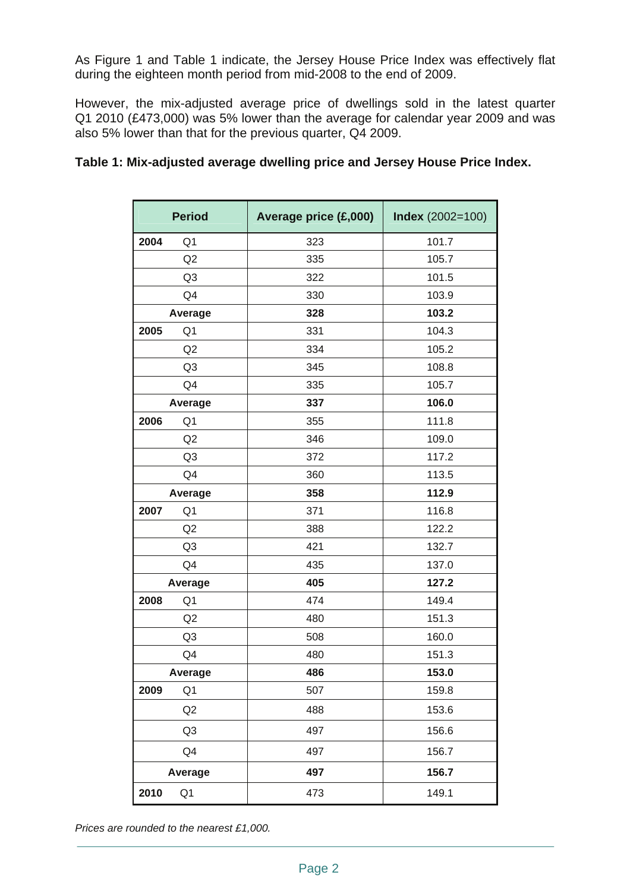As Figure 1 and Table 1 indicate, the Jersey House Price Index was effectively flat during the eighteen month period from mid-2008 to the end of 2009.

However, the mix-adjusted average price of dwellings sold in the latest quarter Q1 2010 (£473,000) was 5% lower than the average for calendar year 2009 and was also 5% lower than that for the previous quarter, Q4 2009.

**Table 1: Mix-adjusted average dwelling price and Jersey House Price Index.**

| Period | | Average price (£,000) | Index (2002=100) |
|---|---|---|---|
| **2004** | Q1 | 323 | 101.7 |
| | Q2 | 335 | 105.7 |
| | Q3 | 322 | 101.5 |
| | Q4 | 330 | 103.9 |
| **Average** | | **328** | **103.2** |
| **2005** | Q1 | 331 | 104.3 |
| | Q2 | 334 | 105.2 |
| | Q3 | 345 | 108.8 |
| | Q4 | 335 | 105.7 |
| **Average** | | **337** | **106.0** |
| **2006** | Q1 | 355 | 111.8 |
| | Q2 | 346 | 109.0 |
| | Q3 | 372 | 117.2 |
| | Q4 | 360 | 113.5 |
| **Average** | | **358** | **112.9** |
| **2007** | Q1 | 371 | 116.8 |
| | Q2 | 388 | 122.2 |
| | Q3 | 421 | 132.7 |
| | Q4 | 435 | 137.0 |
| **Average** | | **405** | **127.2** |
| **2008** | Q1 | 474 | 149.4 |
| | Q2 | 480 | 151.3 |
| | Q3 | 508 | 160.0 |
| | Q4 | 480 | 151.3 |
| **Average** | | **486** | **153.0** |
| **2009** | Q1 | 507 | 159.8 |
| | Q2 | 488 | 153.6 |
| | Q3 | 497 | 156.6 |
| | Q4 | 497 | 156.7 |
| **Average** | | **497** | **156.7** |
| **2010** | Q1 | 473 | 149.1 |

*Prices are rounded to the nearest £1,000.*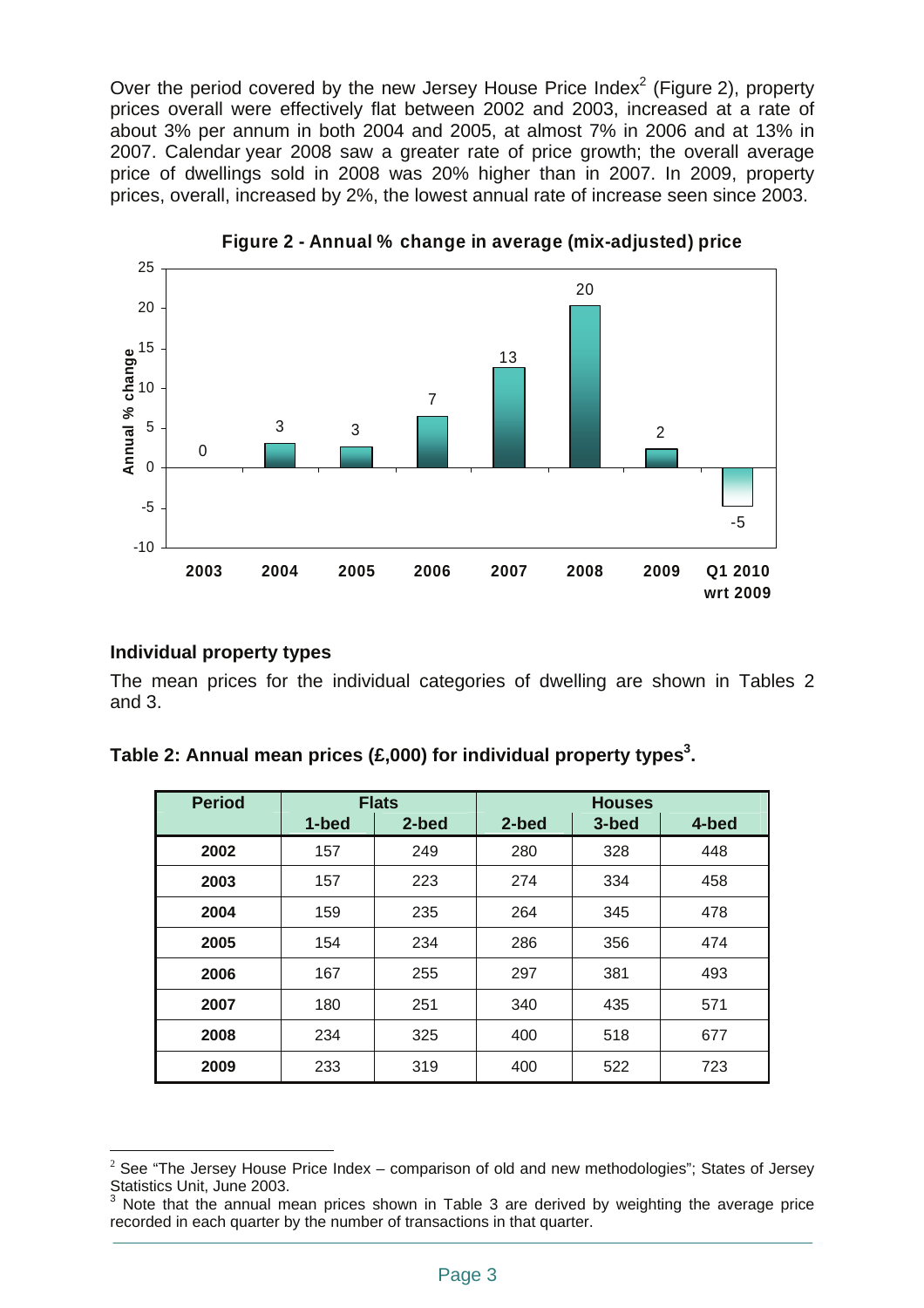Over the period covered by the new Jersey House Price Index[2] (Figure 2), property prices overall were effectively flat between 2002 and 2003, increased at a rate of about 3% per annum in both 2004 and 2005, at almost 7% in 2006 and at 13% in 2007. Calendar year 2008 saw a greater rate of price growth; the overall average price of dwellings sold in 2008 was 20% higher than in 2007. In 2009, property prices, overall, increased by 2%, the lowest annual rate of increase seen since 2003.

**Figure 2 - Annual % change in average (mix-adjusted) price**

| Period | Annual % change |
|---|---|
| 2003 | 0 |
| 2004 | 3 |
| 2005 | 3 |
| 2006 | 7 |
| 2007 | 13 |
| 2008 | 20 |
| 2009 | 2 |
| Q1 2010 wrt 2009 | -5 |

### Individual property types

The mean prices for the individual categories of dwelling are shown in Tables 2 and 3.

**Table 2: Annual mean prices (£,000) for individual property types[3].**

| Period | Flats | | Houses | | |
|---|---|---|---|---|---|
| | 1-bed | 2-bed | 2-bed | 3-bed | 4-bed |
| **2002** | 157 | 249 | 280 | 328 | 448 |
| **2003** | 157 | 223 | 274 | 334 | 458 |
| **2004** | 159 | 235 | 264 | 345 | 478 |
| **2005** | 154 | 234 | 286 | 356 | 474 |
| **2006** | 167 | 255 | 297 | 381 | 493 |
| **2007** | 180 | 251 | 340 | 435 | 571 |
| **2008** | 234 | 325 | 400 | 518 | 677 |
| **2009** | 233 | 319 | 400 | 522 | 723 |

[2] See "The Jersey House Price Index – comparison of old and new methodologies"; States of Jersey Statistics Unit, June 2003.

[3] Note that the annual mean prices shown in Table 3 are derived by weighting the average price recorded in each quarter by the number of transactions in that quarter.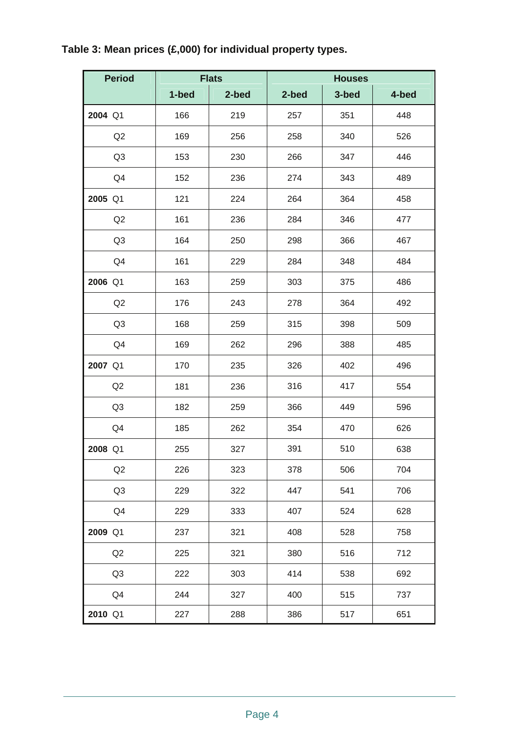**Table 3: Mean prices (£,000) for individual property types.**

| Period | Flats | | Houses | | |
|---|---|---|---|---|---|
| | 1-bed | 2-bed | 2-bed | 3-bed | 4-bed |
| **2004** Q1 | 166 | 219 | 257 | 351 | 448 |
| Q2 | 169 | 256 | 258 | 340 | 526 |
| Q3 | 153 | 230 | 266 | 347 | 446 |
| Q4 | 152 | 236 | 274 | 343 | 489 |
| **2005** Q1 | 121 | 224 | 264 | 364 | 458 |
| Q2 | 161 | 236 | 284 | 346 | 477 |
| Q3 | 164 | 250 | 298 | 366 | 467 |
| Q4 | 161 | 229 | 284 | 348 | 484 |
| **2006** Q1 | 163 | 259 | 303 | 375 | 486 |
| Q2 | 176 | 243 | 278 | 364 | 492 |
| Q3 | 168 | 259 | 315 | 398 | 509 |
| Q4 | 169 | 262 | 296 | 388 | 485 |
| **2007** Q1 | 170 | 235 | 326 | 402 | 496 |
| Q2 | 181 | 236 | 316 | 417 | 554 |
| Q3 | 182 | 259 | 366 | 449 | 596 |
| Q4 | 185 | 262 | 354 | 470 | 626 |
| **2008** Q1 | 255 | 327 | 391 | 510 | 638 |
| Q2 | 226 | 323 | 378 | 506 | 704 |
| Q3 | 229 | 322 | 447 | 541 | 706 |
| Q4 | 229 | 333 | 407 | 524 | 628 |
| **2009** Q1 | 237 | 321 | 408 | 528 | 758 |
| Q2 | 225 | 321 | 380 | 516 | 712 |
| Q3 | 222 | 303 | 414 | 538 | 692 |
| Q4 | 244 | 327 | 400 | 515 | 737 |
| **2010** Q1 | 227 | 288 | 386 | 517 | 651 |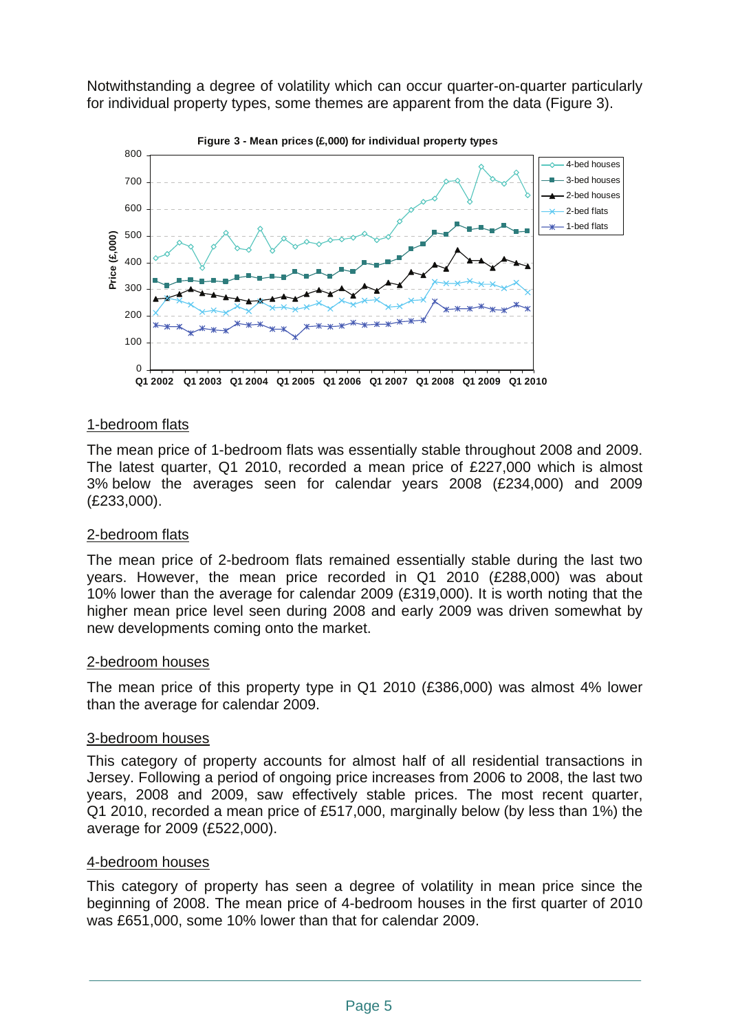Notwithstanding a degree of volatility which can occur quarter-on-quarter particularly for individual property types, some themes are apparent from the data (Figure 3).

**Figure 3 - Mean prices (£,000) for individual property types**

## 1-bedroom flats

The mean price of 1-bedroom flats was essentially stable throughout 2008 and 2009. The latest quarter, Q1 2010, recorded a mean price of £227,000 which is almost 3% below the averages seen for calendar years 2008 (£234,000) and 2009 (£233,000).

## 2-bedroom flats

The mean price of 2-bedroom flats remained essentially stable during the last two years. However, the mean price recorded in Q1 2010 (£288,000) was about 10% lower than the average for calendar 2009 (£319,000). It is worth noting that the higher mean price level seen during 2008 and early 2009 was driven somewhat by new developments coming onto the market.

## 2-bedroom houses

The mean price of this property type in Q1 2010 (£386,000) was almost 4% lower than the average for calendar 2009.

## 3-bedroom houses

This category of property accounts for almost half of all residential transactions in Jersey. Following a period of ongoing price increases from 2006 to 2008, the last two years, 2008 and 2009, saw effectively stable prices. The most recent quarter, Q1 2010, recorded a mean price of £517,000, marginally below (by less than 1%) the average for 2009 (£522,000).

## 4-bedroom houses

This category of property has seen a degree of volatility in mean price since the beginning of 2008. The mean price of 4-bedroom houses in the first quarter of 2010 was £651,000, some 10% lower than that for calendar 2009.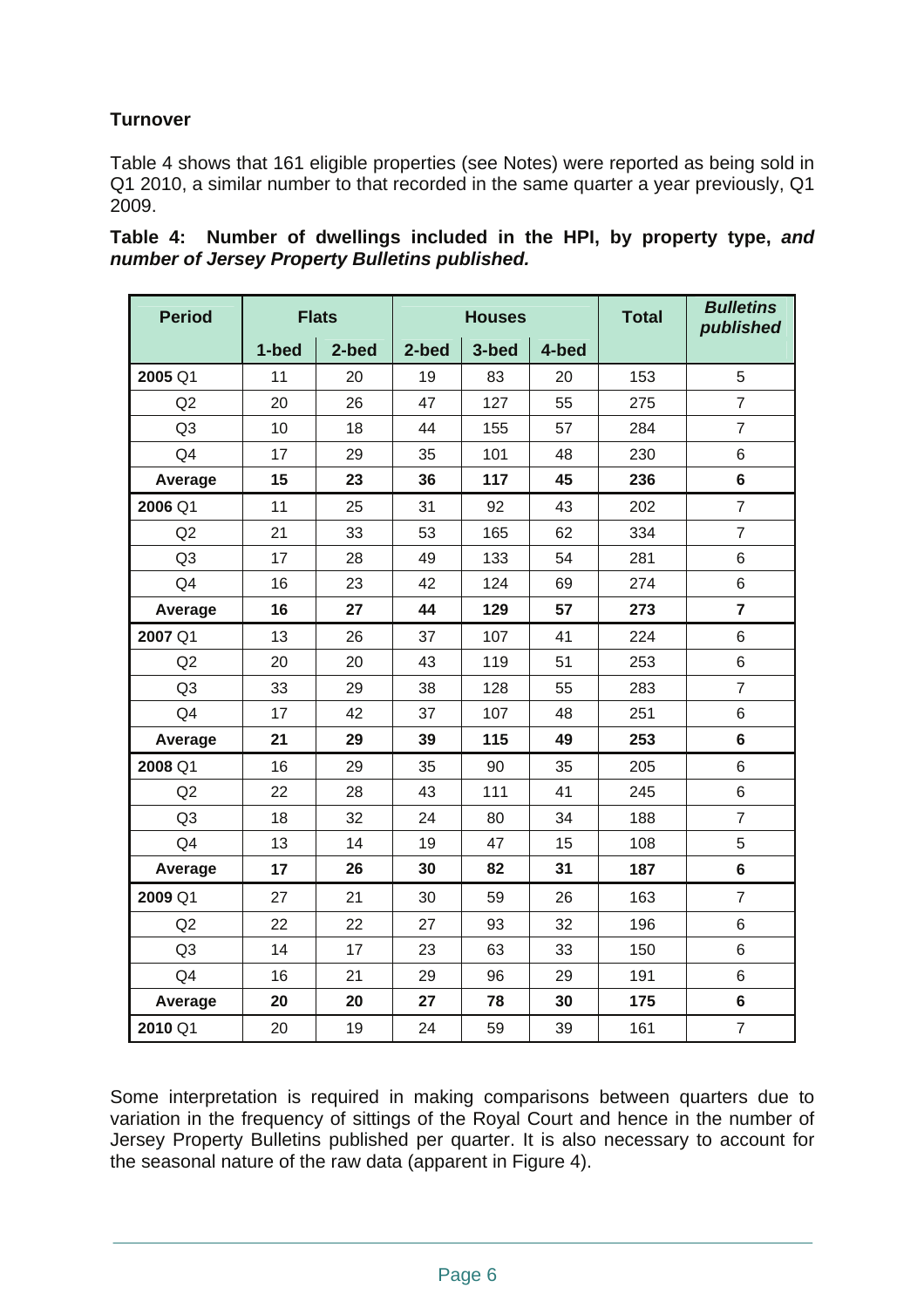### Turnover

Table 4 shows that 161 eligible properties (see Notes) were reported as being sold in Q1 2010, a similar number to that recorded in the same quarter a year previously, Q1 2009.

**Table 4: Number of dwellings included in the HPI, by property type, *and number of Jersey Property Bulletins published.***

| Period | Flats | | Houses | | | Total | *Bulletins published* |
|---|---|---|---|---|---|---|---|
| | 1-bed | 2-bed | 2-bed | 3-bed | 4-bed | | |
| **2005** Q1 | 11 | 20 | 19 | 83 | 20 | 153 | 5 |
| Q2 | 20 | 26 | 47 | 127 | 55 | 275 | 7 |
| Q3 | 10 | 18 | 44 | 155 | 57 | 284 | 7 |
| Q4 | 17 | 29 | 35 | 101 | 48 | 230 | 6 |
| **Average** | **15** | **23** | **36** | **117** | **45** | **236** | **6** |
| **2006** Q1 | 11 | 25 | 31 | 92 | 43 | 202 | 7 |
| Q2 | 21 | 33 | 53 | 165 | 62 | 334 | 7 |
| Q3 | 17 | 28 | 49 | 133 | 54 | 281 | 6 |
| Q4 | 16 | 23 | 42 | 124 | 69 | 274 | 6 |
| **Average** | **16** | **27** | **44** | **129** | **57** | **273** | **7** |
| **2007** Q1 | 13 | 26 | 37 | 107 | 41 | 224 | 6 |
| Q2 | 20 | 20 | 43 | 119 | 51 | 253 | 6 |
| Q3 | 33 | 29 | 38 | 128 | 55 | 283 | 7 |
| Q4 | 17 | 42 | 37 | 107 | 48 | 251 | 6 |
| **Average** | **21** | **29** | **39** | **115** | **49** | **253** | **6** |
| **2008** Q1 | 16 | 29 | 35 | 90 | 35 | 205 | 6 |
| Q2 | 22 | 28 | 43 | 111 | 41 | 245 | 6 |
| Q3 | 18 | 32 | 24 | 80 | 34 | 188 | 7 |
| Q4 | 13 | 14 | 19 | 47 | 15 | 108 | 5 |
| **Average** | **17** | **26** | **30** | **82** | **31** | **187** | **6** |
| **2009** Q1 | 27 | 21 | 30 | 59 | 26 | 163 | 7 |
| Q2 | 22 | 22 | 27 | 93 | 32 | 196 | 6 |
| Q3 | 14 | 17 | 23 | 63 | 33 | 150 | 6 |
| Q4 | 16 | 21 | 29 | 96 | 29 | 191 | 6 |
| **Average** | **20** | **20** | **27** | **78** | **30** | **175** | **6** |
| **2010** Q1 | 20 | 19 | 24 | 59 | 39 | 161 | 7 |

Some interpretation is required in making comparisons between quarters due to variation in the frequency of sittings of the Royal Court and hence in the number of Jersey Property Bulletins published per quarter. It is also necessary to account for the seasonal nature of the raw data (apparent in Figure 4).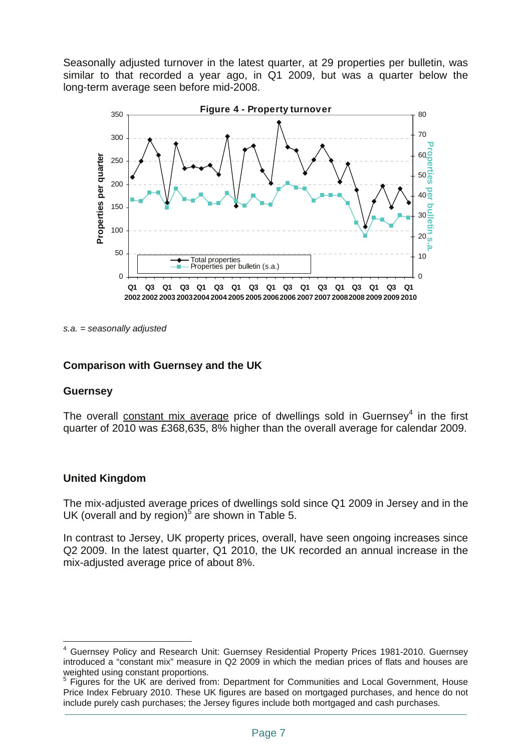Seasonally adjusted turnover in the latest quarter, at 29 properties per bulletin, was similar to that recorded a year ago, in Q1 2009, but was a quarter below the long-term average seen before mid-2008.

**Figure 4 - Property turnover**

*s.a. = seasonally adjusted*

### Comparison with Guernsey and the UK

### Guernsey

The overall constant mix average price of dwellings sold in Guernsey[4] in the first quarter of 2010 was £368,635, 8% higher than the overall average for calendar 2009.

### United Kingdom

The mix-adjusted average prices of dwellings sold since Q1 2009 in Jersey and in the UK (overall and by region)[5] are shown in Table 5.

In contrast to Jersey, UK property prices, overall, have seen ongoing increases since Q2 2009. In the latest quarter, Q1 2010, the UK recorded an annual increase in the mix-adjusted average price of about 8%.

---

[4] Guernsey Policy and Research Unit: Guernsey Residential Property Prices 1981-2010. Guernsey introduced a "constant mix" measure in Q2 2009 in which the median prices of flats and houses are weighted using constant proportions.

[5] Figures for the UK are derived from: Department for Communities and Local Government, House Price Index February 2010. These UK figures are based on mortgaged purchases, and hence do not include purely cash purchases; the Jersey figures include both mortgaged and cash purchases.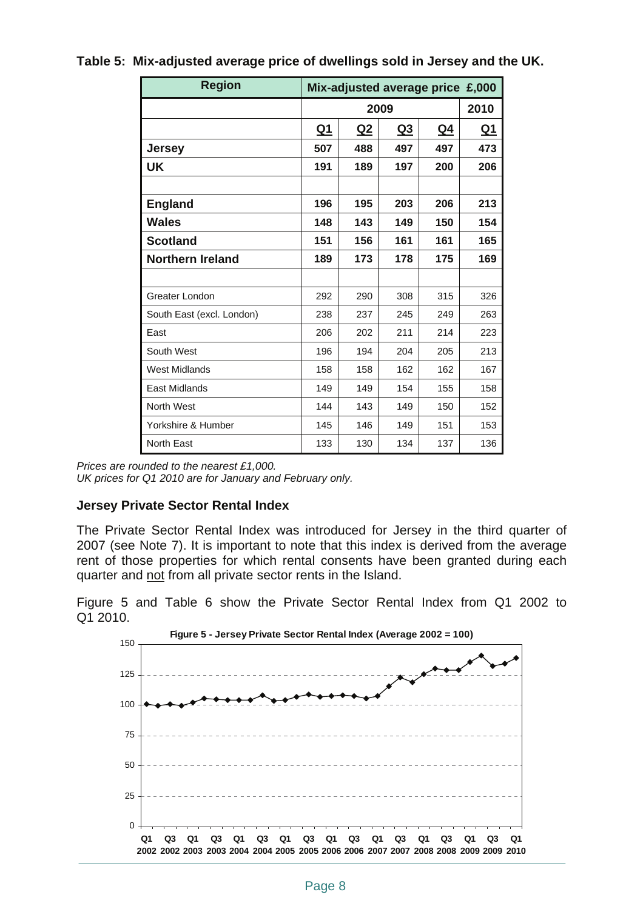**Table 5: Mix-adjusted average price of dwellings sold in Jersey and the UK.**

| Region | Mix-adjusted average price £,000 | | | | |
|---|---|---|---|---|---|
| | 2009 | | | | 2010 |
| | Q1 | Q2 | Q3 | Q4 | Q1 |
| **Jersey** | **507** | **488** | **497** | **497** | **473** |
| **UK** | **191** | **189** | **197** | **200** | **206** |
| | | | | | |
| **England** | **196** | **195** | **203** | **206** | **213** |
| **Wales** | **148** | **143** | **149** | **150** | **154** |
| **Scotland** | **151** | **156** | **161** | **161** | **165** |
| **Northern Ireland** | **189** | **173** | **178** | **175** | **169** |
| | | | | | |
| Greater London | 292 | 290 | 308 | 315 | 326 |
| South East (excl. London) | 238 | 237 | 245 | 249 | 263 |
| East | 206 | 202 | 211 | 214 | 223 |
| South West | 196 | 194 | 204 | 205 | 213 |
| West Midlands | 158 | 158 | 162 | 162 | 167 |
| East Midlands | 149 | 149 | 154 | 155 | 158 |
| North West | 144 | 143 | 149 | 150 | 152 |
| Yorkshire & Humber | 145 | 146 | 149 | 151 | 153 |
| North East | 133 | 130 | 134 | 137 | 136 |

*Prices are rounded to the nearest £1,000.*
*UK prices for Q1 2010 are for January and February only.*

### Jersey Private Sector Rental Index

The Private Sector Rental Index was introduced for Jersey in the third quarter of 2007 (see Note 7). It is important to note that this index is derived from the average rent of those properties for which rental consents have been granted during each quarter and not from all private sector rents in the Island.

Figure 5 and Table 6 show the Private Sector Rental Index from Q1 2002 to Q1 2010.

**Figure 5 - Jersey Private Sector Rental Index (Average 2002 = 100)**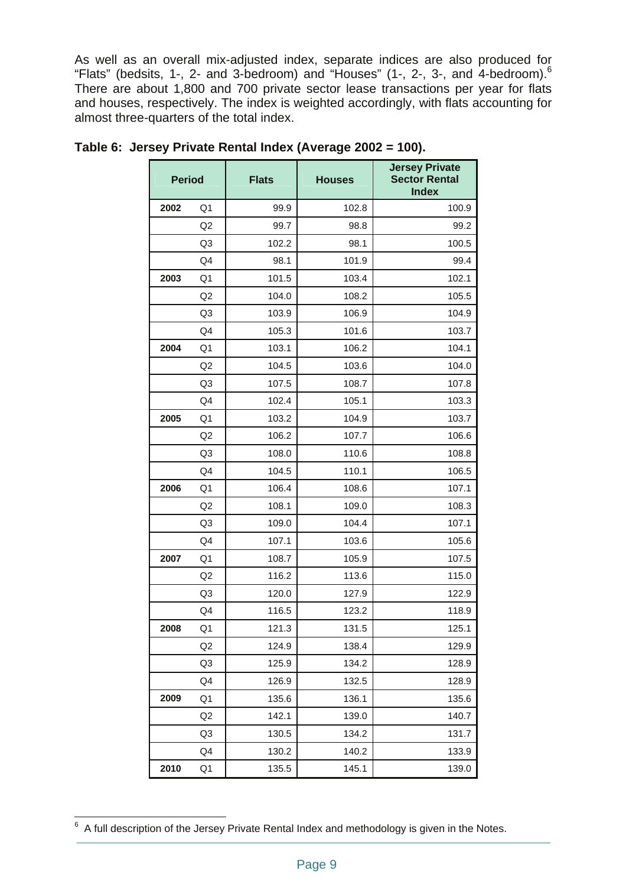As well as an overall mix-adjusted index, separate indices are also produced for “Flats” (bedsits, 1-, 2- and 3-bedroom) and “Houses” (1-, 2-, 3-, and 4-bedroom).[6] There are about 1,800 and 700 private sector lease transactions per year for flats and houses, respectively. The index is weighted accordingly, with flats accounting for almost three-quarters of the total index.

**Table 6: Jersey Private Rental Index (Average 2002 = 100).**

| Period | | Flats | Houses | Jersey Private Sector Rental Index |
|---|---|---|---|---|
| **2002** | Q1 | 99.9 | 102.8 | 100.9 |
| | Q2 | 99.7 | 98.8 | 99.2 |
| | Q3 | 102.2 | 98.1 | 100.5 |
| | Q4 | 98.1 | 101.9 | 99.4 |
| **2003** | Q1 | 101.5 | 103.4 | 102.1 |
| | Q2 | 104.0 | 108.2 | 105.5 |
| | Q3 | 103.9 | 106.9 | 104.9 |
| | Q4 | 105.3 | 101.6 | 103.7 |
| **2004** | Q1 | 103.1 | 106.2 | 104.1 |
| | Q2 | 104.5 | 103.6 | 104.0 |
| | Q3 | 107.5 | 108.7 | 107.8 |
| | Q4 | 102.4 | 105.1 | 103.3 |
| **2005** | Q1 | 103.2 | 104.9 | 103.7 |
| | Q2 | 106.2 | 107.7 | 106.6 |
| | Q3 | 108.0 | 110.6 | 108.8 |
| | Q4 | 104.5 | 110.1 | 106.5 |
| **2006** | Q1 | 106.4 | 108.6 | 107.1 |
| | Q2 | 108.1 | 109.0 | 108.3 |
| | Q3 | 109.0 | 104.4 | 107.1 |
| | Q4 | 107.1 | 103.6 | 105.6 |
| **2007** | Q1 | 108.7 | 105.9 | 107.5 |
| | Q2 | 116.2 | 113.6 | 115.0 |
| | Q3 | 120.0 | 127.9 | 122.9 |
| | Q4 | 116.5 | 123.2 | 118.9 |
| **2008** | Q1 | 121.3 | 131.5 | 125.1 |
| | Q2 | 124.9 | 138.4 | 129.9 |
| | Q3 | 125.9 | 134.2 | 128.9 |
| | Q4 | 126.9 | 132.5 | 128.9 |
| **2009** | Q1 | 135.6 | 136.1 | 135.6 |
| | Q2 | 142.1 | 139.0 | 140.7 |
| | Q3 | 130.5 | 134.2 | 131.7 |
| | Q4 | 130.2 | 140.2 | 133.9 |
| **2010** | Q1 | 135.5 | 145.1 | 139.0 |

[6] A full description of the Jersey Private Rental Index and methodology is given in the Notes.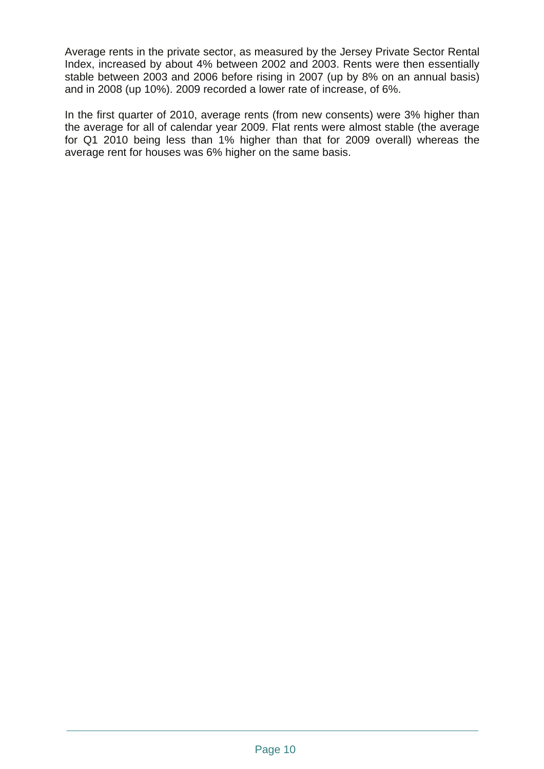Average rents in the private sector, as measured by the Jersey Private Sector Rental Index, increased by about 4% between 2002 and 2003. Rents were then essentially stable between 2003 and 2006 before rising in 2007 (up by 8% on an annual basis) and in 2008 (up 10%). 2009 recorded a lower rate of increase, of 6%.

In the first quarter of 2010, average rents (from new consents) were 3% higher than the average for all of calendar year 2009. Flat rents were almost stable (the average for Q1 2010 being less than 1% higher than that for 2009 overall) whereas the average rent for houses was 6% higher on the same basis.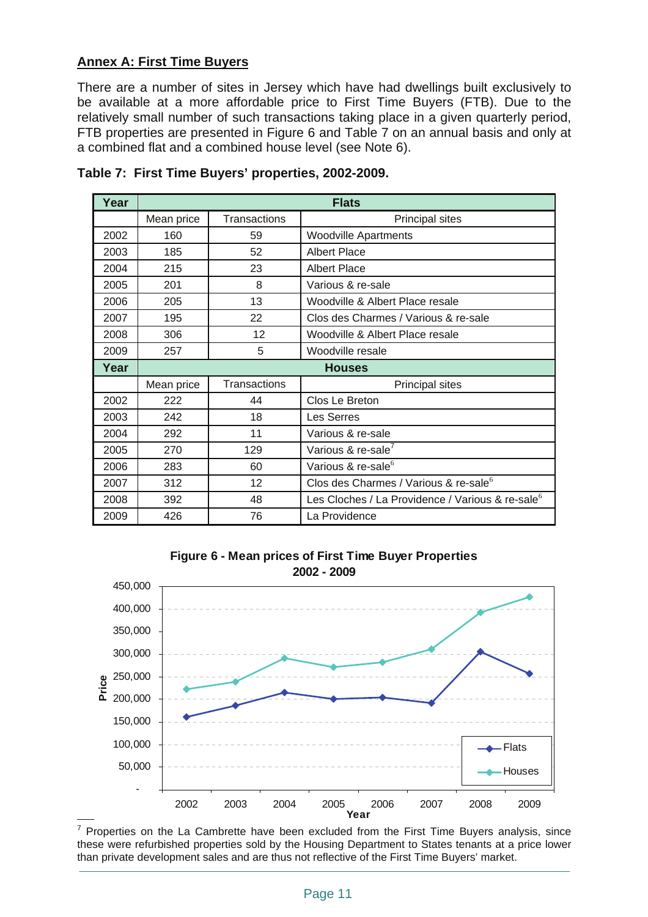## Annex A: First Time Buyers

There are a number of sites in Jersey which have had dwellings built exclusively to be available at a more affordable price to First Time Buyers (FTB). Due to the relatively small number of such transactions taking place in a given quarterly period, FTB properties are presented in Figure 6 and Table 7 on an annual basis and only at a combined flat and a combined house level (see Note 6).

**Table 7: First Time Buyers' properties, 2002-2009.**

| Year | Flats | | |
|---|---|---|---|
| | Mean price | Transactions | Principal sites |
| 2002 | 160 | 59 | Woodville Apartments |
| 2003 | 185 | 52 | Albert Place |
| 2004 | 215 | 23 | Albert Place |
| 2005 | 201 | 8 | Various & re-sale |
| 2006 | 205 | 13 | Woodville & Albert Place resale |
| 2007 | 195 | 22 | Clos des Charmes / Various & re-sale |
| 2008 | 306 | 12 | Woodville & Albert Place resale |
| 2009 | 257 | 5 | Woodville resale |
| **Year** | **Houses** | | |
| | Mean price | Transactions | Principal sites |
| 2002 | 222 | 44 | Clos Le Breton |
| 2003 | 242 | 18 | Les Serres |
| 2004 | 292 | 11 | Various & re-sale |
| 2005 | 270 | 129 | Various & re-sale[7] |
| 2006 | 283 | 60 | Various & re-sale[6] |
| 2007 | 312 | 12 | Clos des Charmes / Various & re-sale[6] |
| 2008 | 392 | 48 | Les Cloches / La Providence / Various & re-sale[6] |
| 2009 | 426 | 76 | La Providence |

**Figure 6 - Mean prices of First Time Buyer Properties 2002 - 2009**

[7] Properties on the La Cambrette have been excluded from the First Time Buyers analysis, since these were refurbished properties sold by the Housing Department to States tenants at a price lower than private development sales and are thus not reflective of the First Time Buyers' market.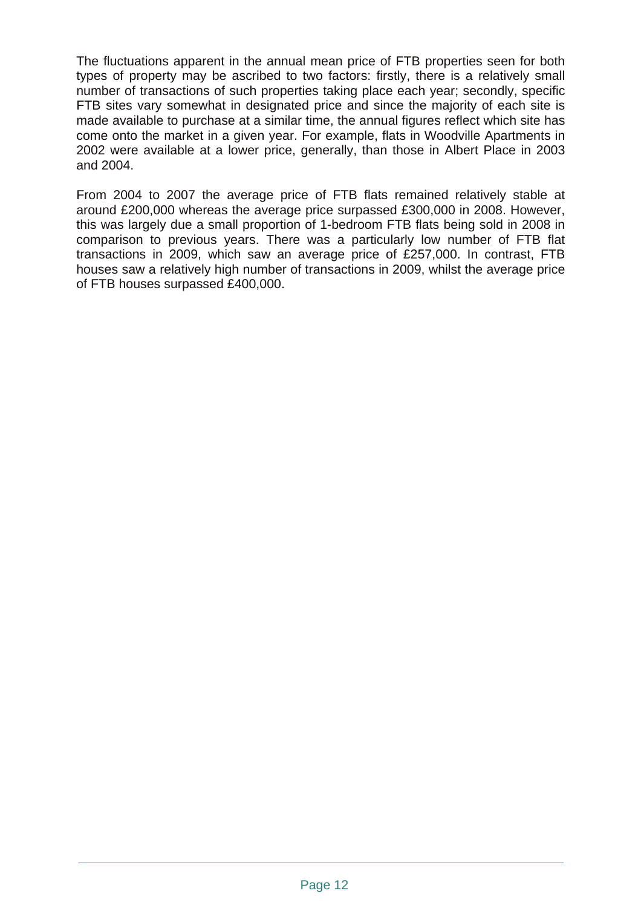The fluctuations apparent in the annual mean price of FTB properties seen for both types of property may be ascribed to two factors: firstly, there is a relatively small number of transactions of such properties taking place each year; secondly, specific FTB sites vary somewhat in designated price and since the majority of each site is made available to purchase at a similar time, the annual figures reflect which site has come onto the market in a given year. For example, flats in Woodville Apartments in 2002 were available at a lower price, generally, than those in Albert Place in 2003 and 2004.

From 2004 to 2007 the average price of FTB flats remained relatively stable at around £200,000 whereas the average price surpassed £300,000 in 2008. However, this was largely due a small proportion of 1-bedroom FTB flats being sold in 2008 in comparison to previous years. There was a particularly low number of FTB flat transactions in 2009, which saw an average price of £257,000. In contrast, FTB houses saw a relatively high number of transactions in 2009, whilst the average price of FTB houses surpassed £400,000.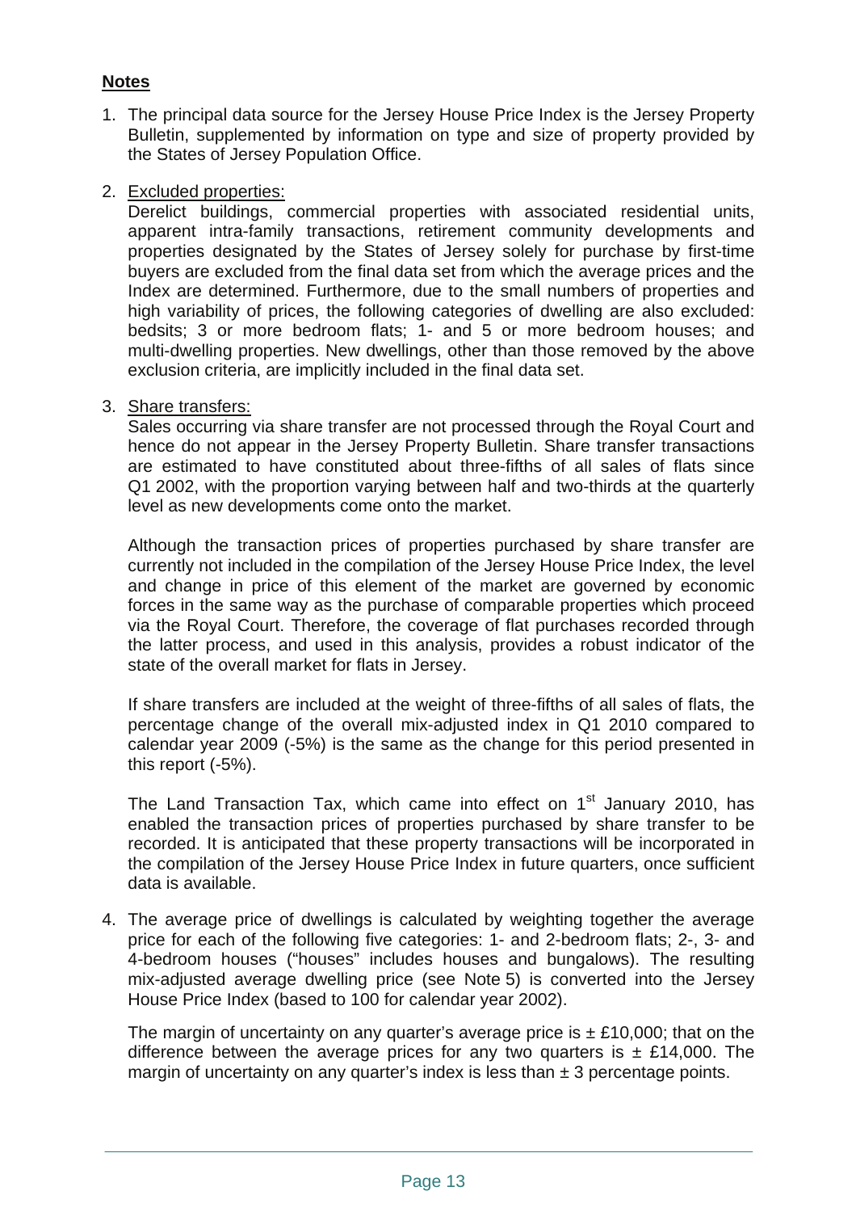**Notes**

1. The principal data source for the Jersey House Price Index is the Jersey Property Bulletin, supplemented by information on type and size of property provided by the States of Jersey Population Office.

2. Excluded properties:
   Derelict buildings, commercial properties with associated residential units, apparent intra-family transactions, retirement community developments and properties designated by the States of Jersey solely for purchase by first-time buyers are excluded from the final data set from which the average prices and the Index are determined. Furthermore, due to the small numbers of properties and high variability of prices, the following categories of dwelling are also excluded: bedsits; 3 or more bedroom flats; 1- and 5 or more bedroom houses; and multi-dwelling properties. New dwellings, other than those removed by the above exclusion criteria, are implicitly included in the final data set.

3. Share transfers:
   Sales occurring via share transfer are not processed through the Royal Court and hence do not appear in the Jersey Property Bulletin. Share transfer transactions are estimated to have constituted about three-fifths of all sales of flats since Q1 2002, with the proportion varying between half and two-thirds at the quarterly level as new developments come onto the market.

   Although the transaction prices of properties purchased by share transfer are currently not included in the compilation of the Jersey House Price Index, the level and change in price of this element of the market are governed by economic forces in the same way as the purchase of comparable properties which proceed via the Royal Court. Therefore, the coverage of flat purchases recorded through the latter process, and used in this analysis, provides a robust indicator of the state of the overall market for flats in Jersey.

   If share transfers are included at the weight of three-fifths of all sales of flats, the percentage change of the overall mix-adjusted index in Q1 2010 compared to calendar year 2009 (-5%) is the same as the change for this period presented in this report (-5%).

   The Land Transaction Tax, which came into effect on 1st January 2010, has enabled the transaction prices of properties purchased by share transfer to be recorded. It is anticipated that these property transactions will be incorporated in the compilation of the Jersey House Price Index in future quarters, once sufficient data is available.

4. The average price of dwellings is calculated by weighting together the average price for each of the following five categories: 1- and 2-bedroom flats; 2-, 3- and 4-bedroom houses ("houses" includes houses and bungalows). The resulting mix-adjusted average dwelling price (see Note 5) is converted into the Jersey House Price Index (based to 100 for calendar year 2002).

   The margin of uncertainty on any quarter's average price is ± £10,000; that on the difference between the average prices for any two quarters is ± £14,000. The margin of uncertainty on any quarter's index is less than ± 3 percentage points.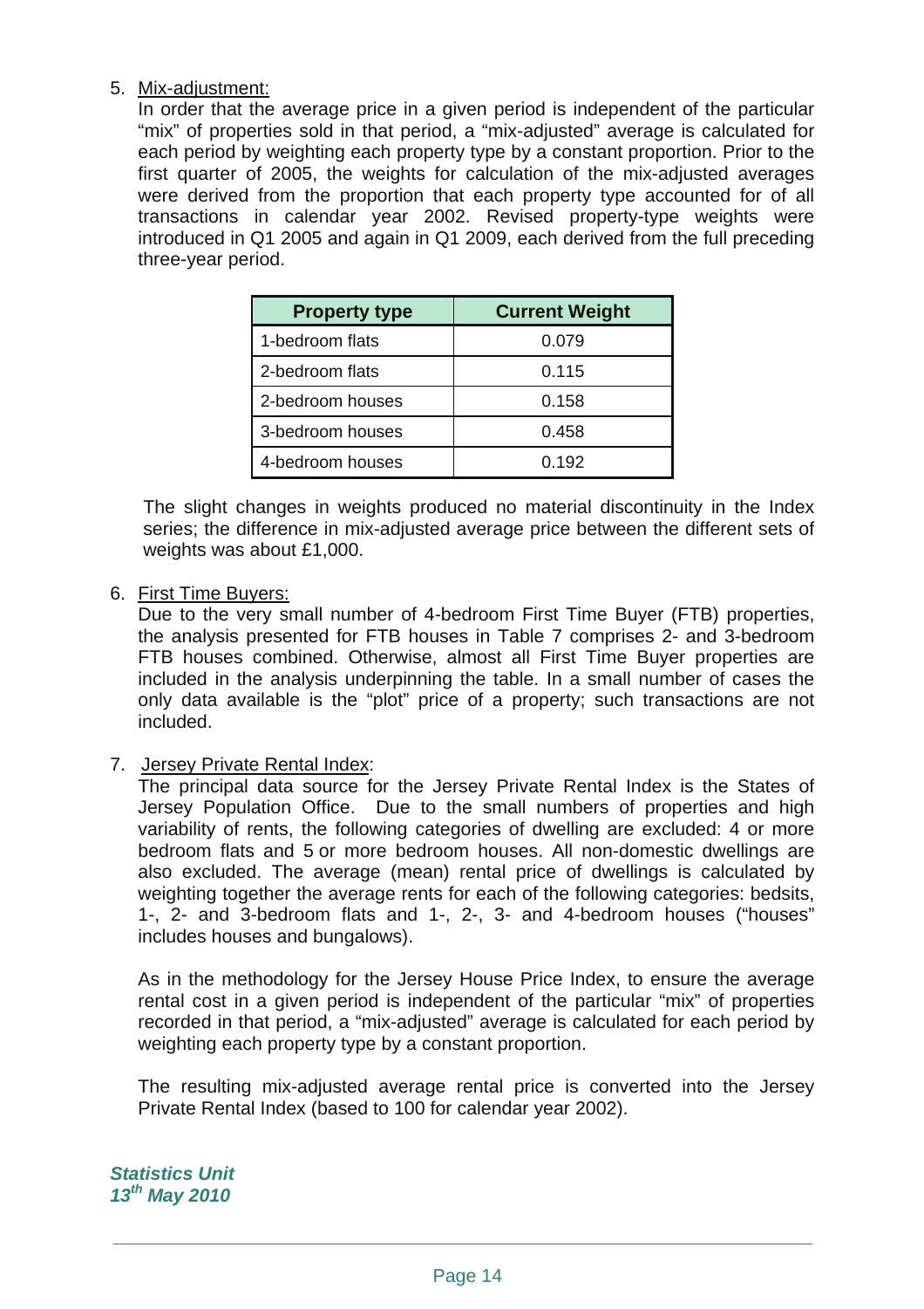5. Mix-adjustment:
   In order that the average price in a given period is independent of the particular "mix" of properties sold in that period, a "mix-adjusted" average is calculated for each period by weighting each property type by a constant proportion. Prior to the first quarter of 2005, the weights for calculation of the mix-adjusted averages were derived from the proportion that each property type accounted for of all transactions in calendar year 2002. Revised property-type weights were introduced in Q1 2005 and again in Q1 2009, each derived from the full preceding three-year period.

| Property type | Current Weight |
|---|---|
| 1-bedroom flats | 0.079 |
| 2-bedroom flats | 0.115 |
| 2-bedroom houses | 0.158 |
| 3-bedroom houses | 0.458 |
| 4-bedroom houses | 0.192 |

   The slight changes in weights produced no material discontinuity in the Index series; the difference in mix-adjusted average price between the different sets of weights was about £1,000.

6. First Time Buyers:
   Due to the very small number of 4-bedroom First Time Buyer (FTB) properties, the analysis presented for FTB houses in Table 7 comprises 2- and 3-bedroom FTB houses combined. Otherwise, almost all First Time Buyer properties are included in the analysis underpinning the table. In a small number of cases the only data available is the "plot" price of a property; such transactions are not included.

7. Jersey Private Rental Index:
   The principal data source for the Jersey Private Rental Index is the States of Jersey Population Office. Due to the small numbers of properties and high variability of rents, the following categories of dwelling are excluded: 4 or more bedroom flats and 5 or more bedroom houses. All non-domestic dwellings are also excluded. The average (mean) rental price of dwellings is calculated by weighting together the average rents for each of the following categories: bedsits, 1-, 2- and 3-bedroom flats and 1-, 2-, 3- and 4-bedroom houses ("houses" includes houses and bungalows).

   As in the methodology for the Jersey House Price Index, to ensure the average rental cost in a given period is independent of the particular "mix" of properties recorded in that period, a "mix-adjusted" average is calculated for each period by weighting each property type by a constant proportion.

   The resulting mix-adjusted average rental price is converted into the Jersey Private Rental Index (based to 100 for calendar year 2002).

***Statistics Unit***
***13th May 2010***